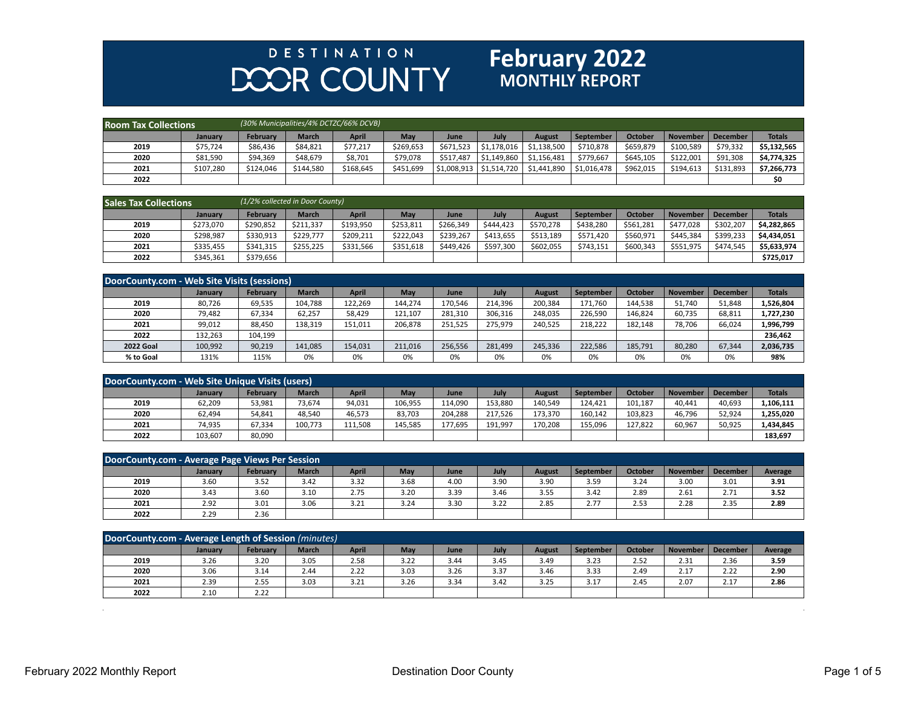# DESTINATION DOOR COUNTY

## February 2022 MONTHLY REPORT

### Room Tax Collections

*(30% Municipalities/4% DCTZC/66% DCVB)*

| | January | February | March | April | May | June | July | August | September | October | November | December | Totals |
|---|---|---|---|---|---|---|---|---|---|---|---|---|---|
| **2019** | $75,724 | $86,436 | $84,821 | $77,217 | $269,653 | $671,523 | $1,178,016 | $1,138,500 | $710,878 | $659,879 | $100,589 | $79,332 | **$5,132,565** |
| **2020** | $81,590 | $94,369 | $48,679 | $8,701 | $79,078 | $517,487 | $1,149,860 | $1,156,481 | $779,667 | $645,105 | $122,001 | $91,308 | **$4,774,325** |
| **2021** | $107,280 | $124,046 | $144,580 | $168,645 | $451,699 | $1,008,913 | $1,514,720 | $1,441,890 | $1,016,478 | $962,015 | $194,613 | $131,893 | **$7,266,773** |
| **2022** | | | | | | | | | | | | | **$0** |

### Sales Tax Collections

*(1/2% collected in Door County)*

| | January | February | March | April | May | June | July | August | September | October | November | December | Totals |
|---|---|---|---|---|---|---|---|---|---|---|---|---|---|
| **2019** | $273,070 | $290,852 | $211,337 | $193,950 | $253,811 | $266,349 | $444,423 | $570,278 | $438,280 | $561,281 | $477,028 | $302,207 | **$4,282,865** |
| **2020** | $298,987 | $330,913 | $229,777 | $209,211 | $222,043 | $239,267 | $413,655 | $513,189 | $571,420 | $560,971 | $445,384 | $399,233 | **$4,434,051** |
| **2021** | $335,455 | $341,315 | $255,225 | $331,566 | $351,618 | $449,426 | $597,300 | $602,055 | $743,151 | $600,343 | $551,975 | $474,545 | **$5,633,974** |
| **2022** | $345,361 | $379,656 | | | | | | | | | | | **$725,017** |

### DoorCounty.com - Web Site Visits (sessions)

| | January | February | March | April | May | June | July | August | September | October | November | December | Totals |
|---|---|---|---|---|---|---|---|---|---|---|---|---|---|
| **2019** | 80,726 | 69,535 | 104,788 | 122,269 | 144,274 | 170,546 | 214,396 | 200,384 | 171,760 | 144,538 | 51,740 | 51,848 | **1,526,804** |
| **2020** | 79,482 | 67,334 | 62,257 | 58,429 | 121,107 | 281,310 | 306,316 | 248,035 | 226,590 | 146,824 | 60,735 | 68,811 | **1,727,230** |
| **2021** | 99,012 | 88,450 | 138,319 | 151,011 | 206,878 | 251,525 | 275,979 | 240,525 | 218,222 | 182,148 | 78,706 | 66,024 | **1,996,799** |
| **2022** | 132,263 | 104,199 | | | | | | | | | | | **236,462** |
| **2022 Goal** | 100,992 | 90,219 | 141,085 | 154,031 | 211,016 | 256,556 | 281,499 | 245,336 | 222,586 | 185,791 | 80,280 | 67,344 | **2,036,735** |
| **% to Goal** | 131% | 115% | 0% | 0% | 0% | 0% | 0% | 0% | 0% | 0% | 0% | 0% | **98%** |

### DoorCounty.com - Web Site Unique Visits (users)

| | January | February | March | April | May | June | July | August | September | October | November | December | Totals |
|---|---|---|---|---|---|---|---|---|---|---|---|---|---|
| **2019** | 62,209 | 53,981 | 73,674 | 94,031 | 106,955 | 114,090 | 153,880 | 140,549 | 124,421 | 101,187 | 40,441 | 40,693 | **1,106,111** |
| **2020** | 62,494 | 54,841 | 48,540 | 46,573 | 83,703 | 204,288 | 217,526 | 173,370 | 160,142 | 103,823 | 46,796 | 52,924 | **1,255,020** |
| **2021** | 74,935 | 67,334 | 100,773 | 111,508 | 145,585 | 177,695 | 191,997 | 170,208 | 155,096 | 127,822 | 60,967 | 50,925 | **1,434,845** |
| **2022** | 103,607 | 80,090 | | | | | | | | | | | **183,697** |

### DoorCounty.com - Average Page Views Per Session

| | January | February | March | April | May | June | July | August | September | October | November | December | Average |
|---|---|---|---|---|---|---|---|---|---|---|---|---|---|
| **2019** | 3.60 | 3.52 | 3.42 | 3.32 | 3.68 | 4.00 | 3.90 | 3.90 | 3.59 | 3.24 | 3.00 | 3.01 | **3.91** |
| **2020** | 3.43 | 3.60 | 3.10 | 2.75 | 3.20 | 3.39 | 3.46 | 3.55 | 3.42 | 2.89 | 2.61 | 2.71 | **3.52** |
| **2021** | 2.92 | 3.01 | 3.06 | 3.21 | 3.24 | 3.30 | 3.22 | 2.85 | 2.77 | 2.53 | 2.28 | 2.35 | **2.89** |
| **2022** | 2.29 | 2.36 | | | | | | | | | | | |

### DoorCounty.com - Average Length of Session *(minutes)*

| | January | February | March | April | May | June | July | August | September | October | November | December | Average |
|---|---|---|---|---|---|---|---|---|---|---|---|---|---|
| **2019** | 3.26 | 3.20 | 3.05 | 2.58 | 3.22 | 3.44 | 3.45 | 3.49 | 3.23 | 2.52 | 2.31 | 2.36 | **3.59** |
| **2020** | 3.06 | 3.14 | 2.44 | 2.22 | 3.03 | 3.26 | 3.37 | 3.46 | 3.33 | 2.49 | 2.17 | 2.22 | **2.90** |
| **2021** | 2.39 | 2.55 | 3.03 | 3.21 | 3.26 | 3.34 | 3.42 | 3.25 | 3.17 | 2.45 | 2.07 | 2.17 | **2.86** |
| **2022** | 2.10 | 2.22 | | | | | | | | | | | |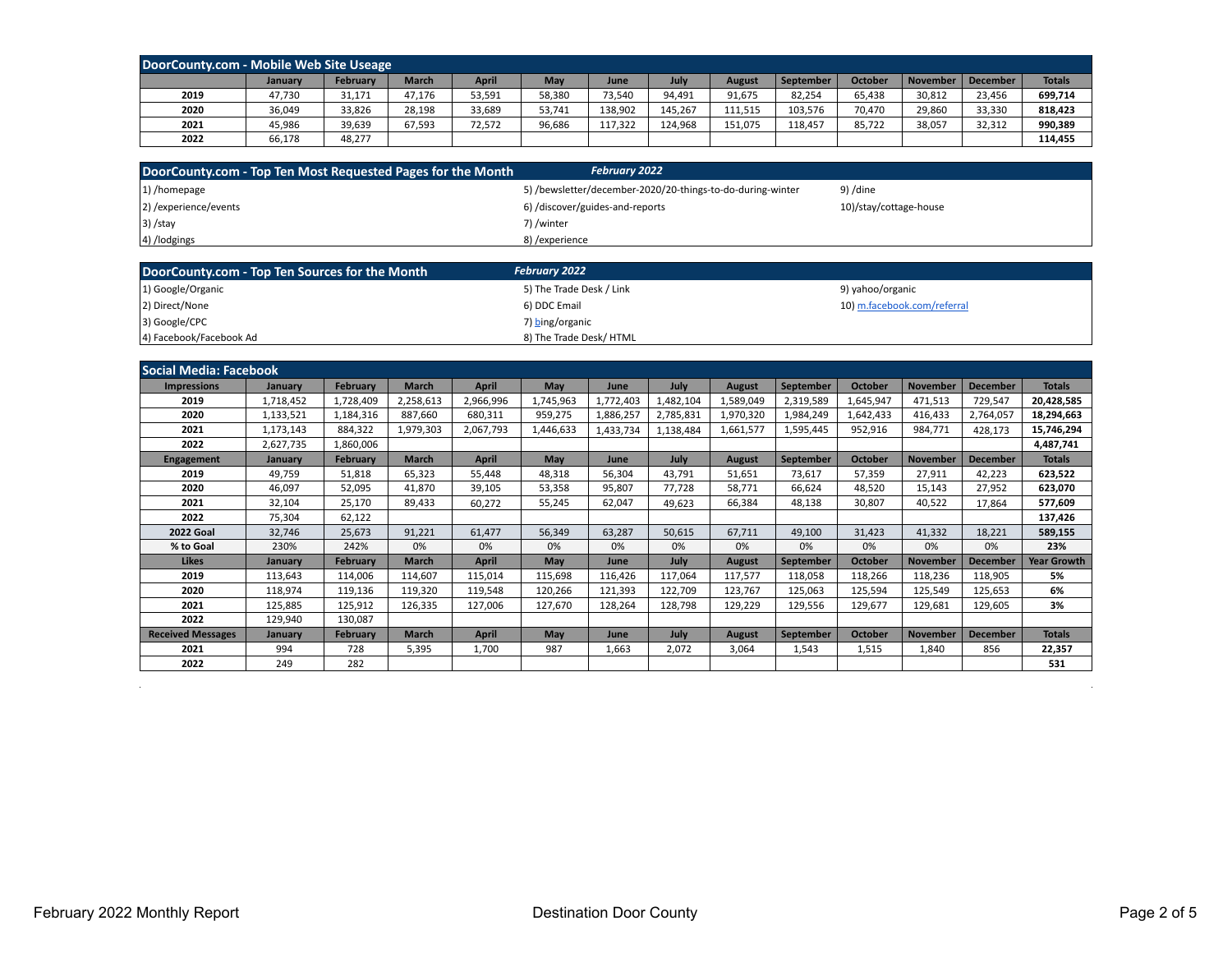## DoorCounty.com - Mobile Web Site Useage

| | January | February | March | April | May | June | July | August | September | October | November | December | Totals |
|---|---|---|---|---|---|---|---|---|---|---|---|---|---|
| 2019 | 47,730 | 31,171 | 47,176 | 53,591 | 58,380 | 73,540 | 94,491 | 91,675 | 82,254 | 65,438 | 30,812 | 23,456 | 699,714 |
| 2020 | 36,049 | 33,826 | 28,198 | 33,689 | 53,741 | 138,902 | 145,267 | 111,515 | 103,576 | 70,470 | 29,860 | 33,330 | 818,423 |
| 2021 | 45,986 | 39,639 | 67,593 | 72,572 | 96,686 | 117,322 | 124,968 | 151,075 | 118,457 | 85,722 | 38,057 | 32,312 | 990,389 |
| 2022 | 66,178 | 48,277 | | | | | | | | | | | 114,455 |

## DoorCounty.com - Top Ten Most Requested Pages for the Month — *February 2022*

1) /homepage
2) /experience/events
3) /stay
4) /lodgings
5) /bewsletter/december-2020/20-things-to-do-during-winter
6) /discover/guides-and-reports
7) /winter
8) /experience
9) /dine
10)/stay/cottage-house

## DoorCounty.com - Top Ten Sources for the Month — *February 2022*

1) Google/Organic
2) Direct/None
3) Google/CPC
4) Facebook/Facebook Ad
5) The Trade Desk / Link
6) DDC Email
7) bing/organic
8) The Trade Desk/ HTML
9) yahoo/organic
10) m.facebook.com/referral

## Social Media: Facebook

| Impressions | January | February | March | April | May | June | July | August | September | October | November | December | Totals |
|---|---|---|---|---|---|---|---|---|---|---|---|---|---|
| 2019 | 1,718,452 | 1,728,409 | 2,258,613 | 2,966,996 | 1,745,963 | 1,772,403 | 1,482,104 | 1,589,049 | 2,319,589 | 1,645,947 | 471,513 | 729,547 | 20,428,585 |
| 2020 | 1,133,521 | 1,184,316 | 887,660 | 680,311 | 959,275 | 1,886,257 | 2,785,831 | 1,970,320 | 1,984,249 | 1,642,433 | 416,433 | 2,764,057 | 18,294,663 |
| 2021 | 1,173,143 | 884,322 | 1,979,303 | 2,067,793 | 1,446,633 | 1,433,734 | 1,138,484 | 1,661,577 | 1,595,445 | 952,916 | 984,771 | 428,173 | 15,746,294 |
| 2022 | 2,627,735 | 1,860,006 | | | | | | | | | | | 4,487,741 |
| **Engagement** | **January** | **February** | **March** | **April** | **May** | **June** | **July** | **August** | **September** | **October** | **November** | **December** | **Totals** |
| 2019 | 49,759 | 51,818 | 65,323 | 55,448 | 48,318 | 56,304 | 43,791 | 51,651 | 73,617 | 57,359 | 27,911 | 42,223 | 623,522 |
| 2020 | 46,097 | 52,095 | 41,870 | 39,105 | 53,358 | 95,807 | 77,728 | 58,771 | 66,624 | 48,520 | 15,143 | 27,952 | 623,070 |
| 2021 | 32,104 | 25,170 | 89,433 | 60,272 | 55,245 | 62,047 | 49,623 | 66,384 | 48,138 | 30,807 | 40,522 | 17,864 | 577,609 |
| 2022 | 75,304 | 62,122 | | | | | | | | | | | 137,426 |
| 2022 Goal | 32,746 | 25,673 | 91,221 | 61,477 | 56,349 | 63,287 | 50,615 | 67,711 | 49,100 | 31,423 | 41,332 | 18,221 | 589,155 |
| % to Goal | 230% | 242% | 0% | 0% | 0% | 0% | 0% | 0% | 0% | 0% | 0% | 0% | 23% |
| **Likes** | **January** | **February** | **March** | **April** | **May** | **June** | **July** | **August** | **September** | **October** | **November** | **December** | **Year Growth** |
| 2019 | 113,643 | 114,006 | 114,607 | 115,014 | 115,698 | 116,426 | 117,064 | 117,577 | 118,058 | 118,266 | 118,236 | 118,905 | 5% |
| 2020 | 118,974 | 119,136 | 119,320 | 119,548 | 120,266 | 121,393 | 122,709 | 123,767 | 125,063 | 125,594 | 125,549 | 125,653 | 6% |
| 2021 | 125,885 | 125,912 | 126,335 | 127,006 | 127,670 | 128,264 | 128,798 | 129,229 | 129,556 | 129,677 | 129,681 | 129,605 | 3% |
| 2022 | 129,940 | 130,087 | | | | | | | | | | | |
| **Received Messages** | **January** | **February** | **March** | **April** | **May** | **June** | **July** | **August** | **September** | **October** | **November** | **December** | **Totals** |
| 2021 | 994 | 728 | 5,395 | 1,700 | 987 | 1,663 | 2,072 | 3,064 | 1,543 | 1,515 | 1,840 | 856 | 22,357 |
| 2022 | 249 | 282 | | | | | | | | | | | 531 |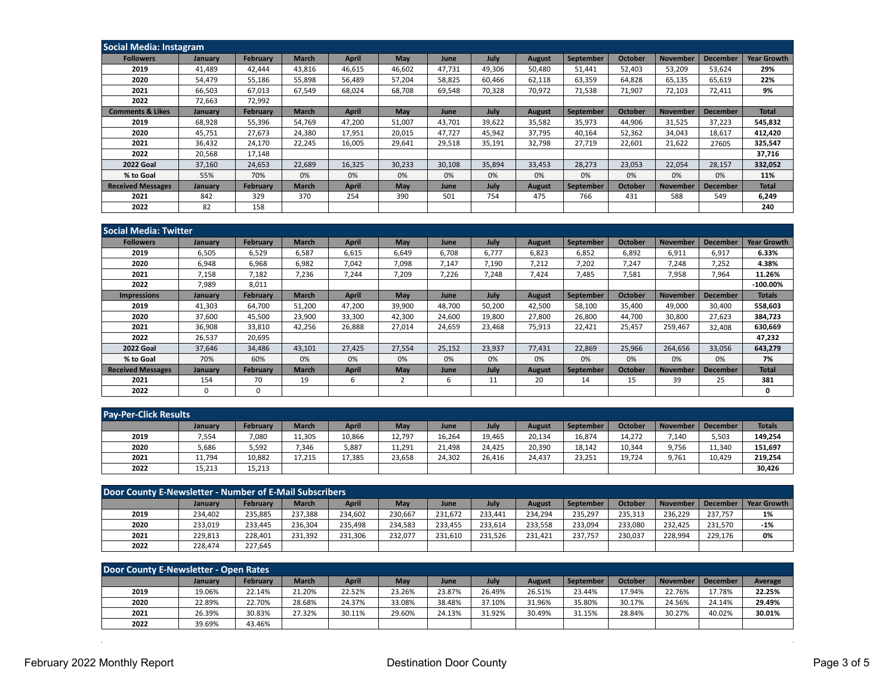## Social Media: Instagram

| Followers | January | February | March | April | May | June | July | August | September | October | November | December | Year Growth |
|---|---|---|---|---|---|---|---|---|---|---|---|---|---|
| 2019 | 41,489 | 42,444 | 43,816 | 46,615 | 46,602 | 47,731 | 49,306 | 50,480 | 51,441 | 52,403 | 53,209 | 53,624 | **29%** |
| 2020 | 54,479 | 55,186 | 55,898 | 56,489 | 57,204 | 58,825 | 60,466 | 62,118 | 63,359 | 64,828 | 65,135 | 65,619 | **22%** |
| 2021 | 66,503 | 67,013 | 67,549 | 68,024 | 68,708 | 69,548 | 70,328 | 70,972 | 71,538 | 71,907 | 72,103 | 72,411 | **9%** |
| 2022 | 72,663 | 72,992 | | | | | | | | | | | |
| **Comments & Likes** | **January** | **February** | **March** | **April** | **May** | **June** | **July** | **August** | **September** | **October** | **November** | **December** | **Total** |
| 2019 | 68,928 | 55,396 | 54,769 | 47,200 | 51,007 | 43,701 | 39,622 | 35,582 | 35,973 | 44,906 | 31,525 | 37,223 | **545,832** |
| 2020 | 45,751 | 27,673 | 24,380 | 17,951 | 20,015 | 47,727 | 45,942 | 37,795 | 40,164 | 52,362 | 34,043 | 18,617 | **412,420** |
| 2021 | 36,432 | 24,170 | 22,245 | 16,005 | 29,641 | 29,518 | 35,191 | 32,798 | 27,719 | 22,601 | 21,622 | 27605 | **325,547** |
| 2022 | 20,568 | 17,148 | | | | | | | | | | | **37,716** |
| **2022 Goal** | 37,160 | 24,653 | 22,689 | 16,325 | 30,233 | 30,108 | 35,894 | 33,453 | 28,273 | 23,053 | 22,054 | 28,157 | **332,052** |
| **% to Goal** | 55% | 70% | 0% | 0% | 0% | 0% | 0% | 0% | 0% | 0% | 0% | 0% | **11%** |
| **Received Messages** | **January** | **February** | **March** | **April** | **May** | **June** | **July** | **August** | **September** | **October** | **November** | **December** | **Total** |
| 2021 | 842 | 329 | 370 | 254 | 390 | 501 | 754 | 475 | 766 | 431 | 588 | 549 | **6,249** |
| 2022 | 82 | 158 | | | | | | | | | | | **240** |

## Social Media: Twitter

| Followers | January | February | March | April | May | June | July | August | September | October | November | December | Year Growth |
|---|---|---|---|---|---|---|---|---|---|---|---|---|---|
| 2019 | 6,505 | 6,529 | 6,587 | 6,615 | 6,649 | 6,708 | 6,777 | 6,823 | 6,852 | 6,892 | 6,911 | 6,917 | **6.33%** |
| 2020 | 6,948 | 6,968 | 6,982 | 7,042 | 7,098 | 7,147 | 7,190 | 7,212 | 7,202 | 7,247 | 7,248 | 7,252 | **4.38%** |
| 2021 | 7,158 | 7,182 | 7,236 | 7,244 | 7,209 | 7,226 | 7,248 | 7,424 | 7,485 | 7,581 | 7,958 | 7,964 | **11.26%** |
| 2022 | 7,989 | 8,011 | | | | | | | | | | | **-100.00%** |
| **Impressions** | **January** | **February** | **March** | **April** | **May** | **June** | **July** | **August** | **September** | **October** | **November** | **December** | **Totals** |
| 2019 | 41,303 | 64,700 | 51,200 | 47,200 | 39,900 | 48,700 | 50,200 | 42,500 | 58,100 | 35,400 | 49,000 | 30,400 | **558,603** |
| 2020 | 37,600 | 45,500 | 23,900 | 33,300 | 42,300 | 24,600 | 19,800 | 27,800 | 26,800 | 44,700 | 30,800 | 27,623 | **384,723** |
| 2021 | 36,908 | 33,810 | 42,256 | 26,888 | 27,014 | 24,659 | 23,468 | 75,913 | 22,421 | 25,457 | 259,467 | 32,408 | **630,669** |
| 2022 | 26,537 | 20,695 | | | | | | | | | | | **47,232** |
| **2022 Goal** | 37,646 | 34,486 | 43,101 | 27,425 | 27,554 | 25,152 | 23,937 | 77,431 | 22,869 | 25,966 | 264,656 | 33,056 | **643,279** |
| **% to Goal** | 70% | 60% | 0% | 0% | 0% | 0% | 0% | 0% | 0% | 0% | 0% | 0% | **7%** |
| **Received Messages** | **January** | **February** | **March** | **April** | **May** | **June** | **July** | **August** | **September** | **October** | **November** | **December** | **Total** |
| 2021 | 154 | 70 | 19 | 6 | 2 | 6 | 11 | 20 | 14 | 15 | 39 | 25 | **381** |
| 2022 | 0 | 0 | | | | | | | | | | | **0** |

## Pay-Per-Click Results

| | January | February | March | April | May | June | July | August | September | October | November | December | Totals |
|---|---|---|---|---|---|---|---|---|---|---|---|---|---|
| 2019 | 7,554 | 7,080 | 11,305 | 10,866 | 12,797 | 16,264 | 19,465 | 20,134 | 16,874 | 14,272 | 7,140 | 5,503 | **149,254** |
| 2020 | 5,686 | 5,592 | 7,346 | 5,887 | 11,291 | 21,498 | 24,425 | 20,390 | 18,142 | 10,344 | 9,756 | 11,340 | **151,697** |
| 2021 | 11,794 | 10,882 | 17,215 | 17,385 | 23,658 | 24,302 | 26,416 | 24,437 | 23,251 | 19,724 | 9,761 | 10,429 | **219,254** |
| 2022 | 15,213 | 15,213 | | | | | | | | | | | **30,426** |

## Door County E-Newsletter - Number of E-Mail Subscribers

| | January | February | March | April | May | June | July | August | September | October | November | December | Year Growth |
|---|---|---|---|---|---|---|---|---|---|---|---|---|---|
| 2019 | 234,402 | 235,885 | 237,388 | 234,602 | 230,667 | 231,672 | 233,441 | 234,294 | 235,297 | 235,313 | 236,229 | 237,757 | **1%** |
| 2020 | 233,019 | 233,445 | 236,304 | 235,498 | 234,583 | 233,455 | 233,614 | 233,558 | 233,094 | 233,080 | 232,425 | 231,570 | **-1%** |
| 2021 | 229,813 | 228,401 | 231,392 | 231,306 | 232,077 | 231,610 | 231,526 | 231,421 | 237,757 | 230,037 | 228,994 | 229,176 | **0%** |
| 2022 | 228,474 | 227,645 | | | | | | | | | | | |

## Door County E-Newsletter - Open Rates

| | January | February | March | April | May | June | July | August | September | October | November | December | Average |
|---|---|---|---|---|---|---|---|---|---|---|---|---|---|
| 2019 | 19.06% | 22.14% | 21.20% | 22.52% | 23.26% | 23.87% | 26.49% | 26.51% | 23.44% | 17.94% | 22.76% | 17.78% | **22.25%** |
| 2020 | 22.89% | 22.70% | 28.68% | 24.37% | 33.08% | 38.48% | 37.10% | 31.96% | 35.80% | 30.17% | 24.56% | 24.14% | **29.49%** |
| 2021 | 26.39% | 30.83% | 27.32% | 30.11% | 29.60% | 24.13% | 31.92% | 30.49% | 31.15% | 28.84% | 30.27% | 40.02% | **30.01%** |
| 2022 | 39.69% | 43.46% | | | | | | | | | | | |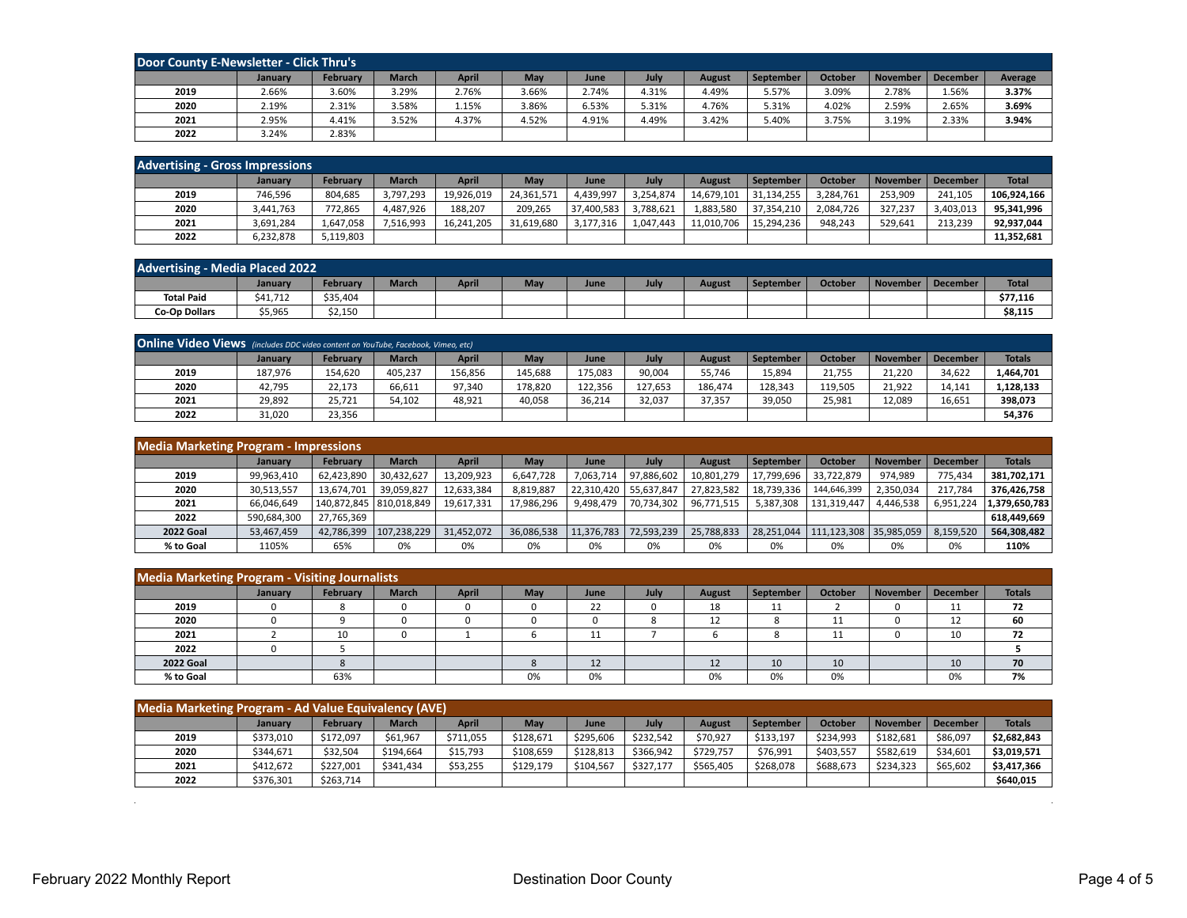## Door County E-Newsletter - Click Thru's

| | January | February | March | April | May | June | July | August | September | October | November | December | Average |
|---|---|---|---|---|---|---|---|---|---|---|---|---|---|
| 2019 | 2.66% | 3.60% | 3.29% | 2.76% | 3.66% | 2.74% | 4.31% | 4.49% | 5.57% | 3.09% | 2.78% | 1.56% | **3.37%** |
| 2020 | 2.19% | 2.31% | 3.58% | 1.15% | 3.86% | 6.53% | 5.31% | 4.76% | 5.31% | 4.02% | 2.59% | 2.65% | **3.69%** |
| 2021 | 2.95% | 4.41% | 3.52% | 4.37% | 4.52% | 4.91% | 4.49% | 3.42% | 5.40% | 3.75% | 3.19% | 2.33% | **3.94%** |
| 2022 | 3.24% | 2.83% | | | | | | | | | | | |

## Advertising - Gross Impressions

| | January | February | March | April | May | June | July | August | September | October | November | December | Total |
|---|---|---|---|---|---|---|---|---|---|---|---|---|---|
| 2019 | 746,596 | 804,685 | 3,797,293 | 19,926,019 | 24,361,571 | 4,439,997 | 3,254,874 | 14,679,101 | 31,134,255 | 3,284,761 | 253,909 | 241,105 | **106,924,166** |
| 2020 | 3,441,763 | 772,865 | 4,487,926 | 188,207 | 209,265 | 37,400,583 | 3,788,621 | 1,883,580 | 37,354,210 | 2,084,726 | 327,237 | 3,403,013 | **95,341,996** |
| 2021 | 3,691,284 | 1,647,058 | 7,516,993 | 16,241,205 | 31,619,680 | 3,177,316 | 1,047,443 | 11,010,706 | 15,294,236 | 948,243 | 529,641 | 213,239 | **92,937,044** |
| 2022 | 6,232,878 | 5,119,803 | | | | | | | | | | | **11,352,681** |

## Advertising - Media Placed 2022

| | January | February | March | April | May | June | July | August | September | October | November | December | Total |
|---|---|---|---|---|---|---|---|---|---|---|---|---|---|
| **Total Paid** | $41,712 | $35,404 | | | | | | | | | | | **$77,116** |
| **Co-Op Dollars** | $5,965 | $2,150 | | | | | | | | | | | **$8,115** |

## Online Video Views *(includes DDC video content on YouTube, Facebook, Vimeo, etc)*

| | January | February | March | April | May | June | July | August | September | October | November | December | Totals |
|---|---|---|---|---|---|---|---|---|---|---|---|---|---|
| 2019 | 187,976 | 154,620 | 405,237 | 156,856 | 145,688 | 175,083 | 90,004 | 55,746 | 15,894 | 21,755 | 21,220 | 34,622 | **1,464,701** |
| 2020 | 42,795 | 22,173 | 66,611 | 97,340 | 178,820 | 122,356 | 127,653 | 186,474 | 128,343 | 119,505 | 21,922 | 14,141 | **1,128,133** |
| 2021 | 29,892 | 25,721 | 54,102 | 48,921 | 40,058 | 36,214 | 32,037 | 37,357 | 39,050 | 25,981 | 12,089 | 16,651 | **398,073** |
| 2022 | 31,020 | 23,356 | | | | | | | | | | | **54,376** |

## Media Marketing Program - Impressions

| | January | February | March | April | May | June | July | August | September | October | November | December | Totals |
|---|---|---|---|---|---|---|---|---|---|---|---|---|---|
| 2019 | 99,963,410 | 62,423,890 | 30,432,627 | 13,209,923 | 6,647,728 | 7,063,714 | 97,886,602 | 10,801,279 | 17,799,696 | 33,722,879 | 974,989 | 775,434 | **381,702,171** |
| 2020 | 30,513,557 | 13,674,701 | 39,059,827 | 12,633,384 | 8,819,887 | 22,310,420 | 55,637,847 | 27,823,582 | 18,739,336 | 144,646,399 | 2,350,034 | 217,784 | **376,426,758** |
| 2021 | 66,046,649 | 140,872,845 | 810,018,849 | 19,617,331 | 17,986,296 | 9,498,479 | 70,734,302 | 96,771,515 | 5,387,308 | 131,319,447 | 4,446,538 | 6,951,224 | **1,379,650,783** |
| 2022 | 590,684,300 | 27,765,369 | | | | | | | | | | | **618,449,669** |
| **2022 Goal** | 53,467,459 | 42,786,399 | 107,238,229 | 31,452,072 | 36,086,538 | 11,376,783 | 72,593,239 | 25,788,833 | 28,251,044 | 111,123,308 | 35,985,059 | 8,159,520 | **564,308,482** |
| **% to Goal** | 1105% | 65% | 0% | 0% | 0% | 0% | 0% | 0% | 0% | 0% | 0% | 0% | **110%** |

## Media Marketing Program - Visiting Journalists

| | January | February | March | April | May | June | July | August | September | October | November | December | Totals |
|---|---|---|---|---|---|---|---|---|---|---|---|---|---|
| 2019 | 0 | 8 | 0 | 0 | 0 | 22 | 0 | 18 | 11 | 2 | 0 | 11 | **72** |
| 2020 | 0 | 9 | 0 | 0 | 0 | 0 | 8 | 12 | 8 | 11 | 0 | 12 | **60** |
| 2021 | 2 | 10 | 0 | 1 | 6 | 11 | 7 | 6 | 8 | 11 | 0 | 10 | **72** |
| 2022 | 0 | 5 | | | | | | | | | | | **5** |
| **2022 Goal** | | 8 | | | 8 | 12 | | 12 | 10 | 10 | | 10 | **70** |
| **% to Goal** | | 63% | | | 0% | 0% | | 0% | 0% | 0% | | 0% | **7%** |

## Media Marketing Program - Ad Value Equivalency (AVE)

| | January | February | March | April | May | June | July | August | September | October | November | December | Totals |
|---|---|---|---|---|---|---|---|---|---|---|---|---|---|
| 2019 | $373,010 | $172,097 | $61,967 | $711,055 | $128,671 | $295,606 | $232,542 | $70,927 | $133,197 | $234,993 | $182,681 | $86,097 | **$2,682,843** |
| 2020 | $344,671 | $32,504 | $194,664 | $15,793 | $108,659 | $128,813 | $366,942 | $729,757 | $76,991 | $403,557 | $582,619 | $34,601 | **$3,019,571** |
| 2021 | $412,672 | $227,001 | $341,434 | $53,255 | $129,179 | $104,567 | $327,177 | $565,405 | $268,078 | $688,673 | $234,323 | $65,602 | **$3,417,366** |
| 2022 | $376,301 | $263,714 | | | | | | | | | | | **$640,015** |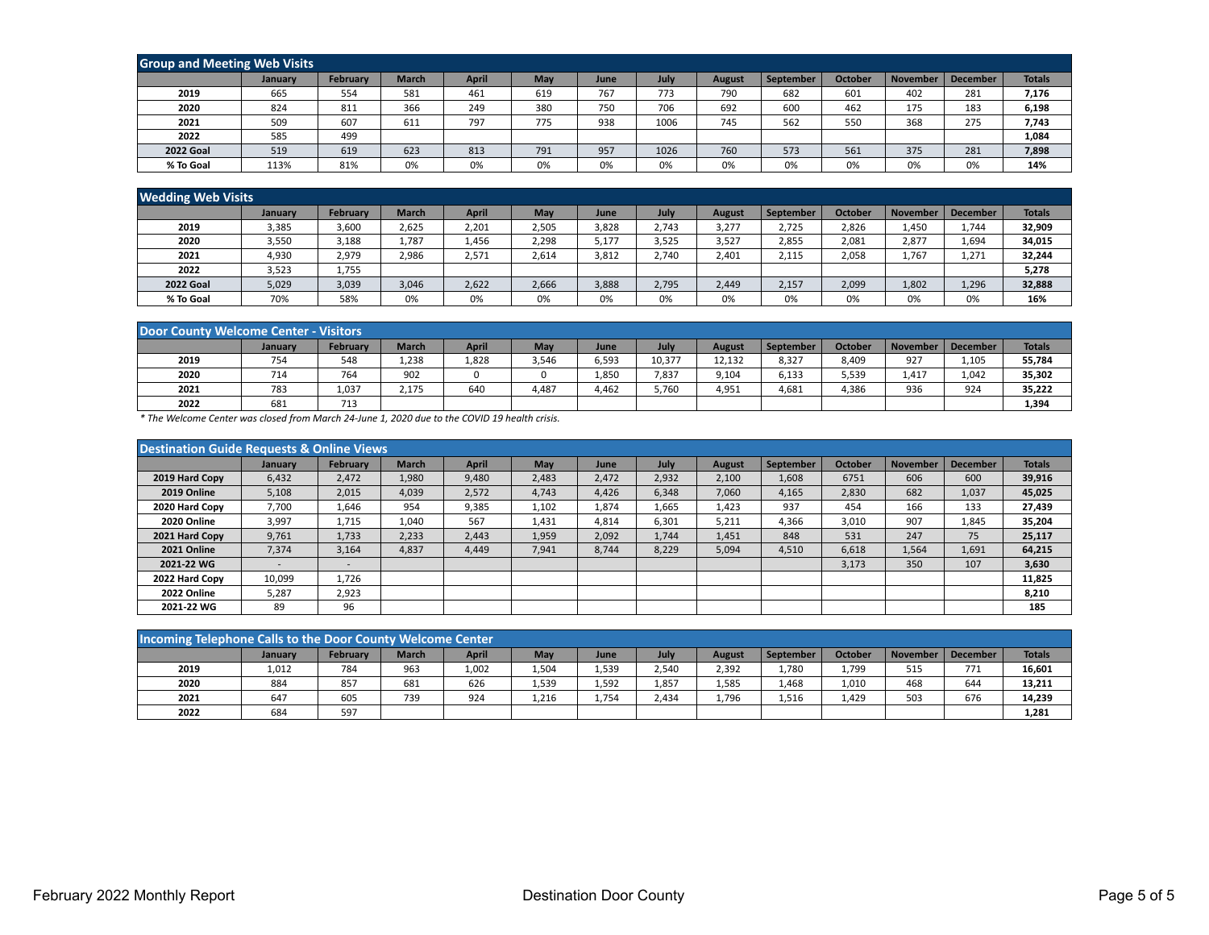## Group and Meeting Web Visits

| | January | February | March | April | May | June | July | August | September | October | November | December | Totals |
|---|---|---|---|---|---|---|---|---|---|---|---|---|---|
| **2019** | 665 | 554 | 581 | 461 | 619 | 767 | 773 | 790 | 682 | 601 | 402 | 281 | **7,176** |
| **2020** | 824 | 811 | 366 | 249 | 380 | 750 | 706 | 692 | 600 | 462 | 175 | 183 | **6,198** |
| **2021** | 509 | 607 | 611 | 797 | 775 | 938 | 1006 | 745 | 562 | 550 | 368 | 275 | **7,743** |
| **2022** | 585 | 499 | | | | | | | | | | | **1,084** |
| **2022 Goal** | 519 | 619 | 623 | 813 | 791 | 957 | 1026 | 760 | 573 | 561 | 375 | 281 | **7,898** |
| **% To Goal** | 113% | 81% | 0% | 0% | 0% | 0% | 0% | 0% | 0% | 0% | 0% | 0% | **14%** |

## Wedding Web Visits

| | January | February | March | April | May | June | July | August | September | October | November | December | Totals |
|---|---|---|---|---|---|---|---|---|---|---|---|---|---|
| **2019** | 3,385 | 3,600 | 2,625 | 2,201 | 2,505 | 3,828 | 2,743 | 3,277 | 2,725 | 2,826 | 1,450 | 1,744 | **32,909** |
| **2020** | 3,550 | 3,188 | 1,787 | 1,456 | 2,298 | 5,177 | 3,525 | 3,527 | 2,855 | 2,081 | 2,877 | 1,694 | **34,015** |
| **2021** | 4,930 | 2,979 | 2,986 | 2,571 | 2,614 | 3,812 | 2,740 | 2,401 | 2,115 | 2,058 | 1,767 | 1,271 | **32,244** |
| **2022** | 3,523 | 1,755 | | | | | | | | | | | **5,278** |
| **2022 Goal** | 5,029 | 3,039 | 3,046 | 2,622 | 2,666 | 3,888 | 2,795 | 2,449 | 2,157 | 2,099 | 1,802 | 1,296 | **32,888** |
| **% To Goal** | 70% | 58% | 0% | 0% | 0% | 0% | 0% | 0% | 0% | 0% | 0% | 0% | **16%** |

## Door County Welcome Center - Visitors

| | January | February | March | April | May | June | July | August | September | October | November | December | Totals |
|---|---|---|---|---|---|---|---|---|---|---|---|---|---|
| **2019** | 754 | 548 | 1,238 | 1,828 | 3,546 | 6,593 | 10,377 | 12,132 | 8,327 | 8,409 | 927 | 1,105 | **55,784** |
| **2020** | 714 | 764 | 902 | 0 | 0 | 1,850 | 7,837 | 9,104 | 6,133 | 5,539 | 1,417 | 1,042 | **35,302** |
| **2021** | 783 | 1,037 | 2,175 | 640 | 4,487 | 4,462 | 5,760 | 4,951 | 4,681 | 4,386 | 936 | 924 | **35,222** |
| **2022** | 681 | 713 | | | | | | | | | | | **1,394** |

*\* The Welcome Center was closed from March 24-June 1, 2020 due to the COVID 19 health crisis.*

## Destination Guide Requests & Online Views

| | January | February | March | April | May | June | July | August | September | October | November | December | Totals |
|---|---|---|---|---|---|---|---|---|---|---|---|---|---|
| **2019 Hard Copy** | 6,432 | 2,472 | 1,980 | 9,480 | 2,483 | 2,472 | 2,932 | 2,100 | 1,608 | 6751 | 606 | 600 | **39,916** |
| **2019 Online** | 5,108 | 2,015 | 4,039 | 2,572 | 4,743 | 4,426 | 6,348 | 7,060 | 4,165 | 2,830 | 682 | 1,037 | **45,025** |
| **2020 Hard Copy** | 7,700 | 1,646 | 954 | 9,385 | 1,102 | 1,874 | 1,665 | 1,423 | 937 | 454 | 166 | 133 | **27,439** |
| **2020 Online** | 3,997 | 1,715 | 1,040 | 567 | 1,431 | 4,814 | 6,301 | 5,211 | 4,366 | 3,010 | 907 | 1,845 | **35,204** |
| **2021 Hard Copy** | 9,761 | 1,733 | 2,233 | 2,443 | 1,959 | 2,092 | 1,744 | 1,451 | 848 | 531 | 247 | 75 | **25,117** |
| **2021 Online** | 7,374 | 3,164 | 4,837 | 4,449 | 7,941 | 8,744 | 8,229 | 5,094 | 4,510 | 6,618 | 1,564 | 1,691 | **64,215** |
| **2021-22 WG** | - | - | | | | | | | | 3,173 | 350 | 107 | **3,630** |
| **2022 Hard Copy** | 10,099 | 1,726 | | | | | | | | | | | **11,825** |
| **2022 Online** | 5,287 | 2,923 | | | | | | | | | | | **8,210** |
| **2021-22 WG** | 89 | 96 | | | | | | | | | | | **185** |

## Incoming Telephone Calls to the Door County Welcome Center

| | January | February | March | April | May | June | July | August | September | October | November | December | Totals |
|---|---|---|---|---|---|---|---|---|---|---|---|---|---|
| **2019** | 1,012 | 784 | 963 | 1,002 | 1,504 | 1,539 | 2,540 | 2,392 | 1,780 | 1,799 | 515 | 771 | **16,601** |
| **2020** | 884 | 857 | 681 | 626 | 1,539 | 1,592 | 1,857 | 1,585 | 1,468 | 1,010 | 468 | 644 | **13,211** |
| **2021** | 647 | 605 | 739 | 924 | 1,216 | 1,754 | 2,434 | 1,796 | 1,516 | 1,429 | 503 | 676 | **14,239** |
| **2022** | 684 | 597 | | | | | | | | | | | **1,281** |